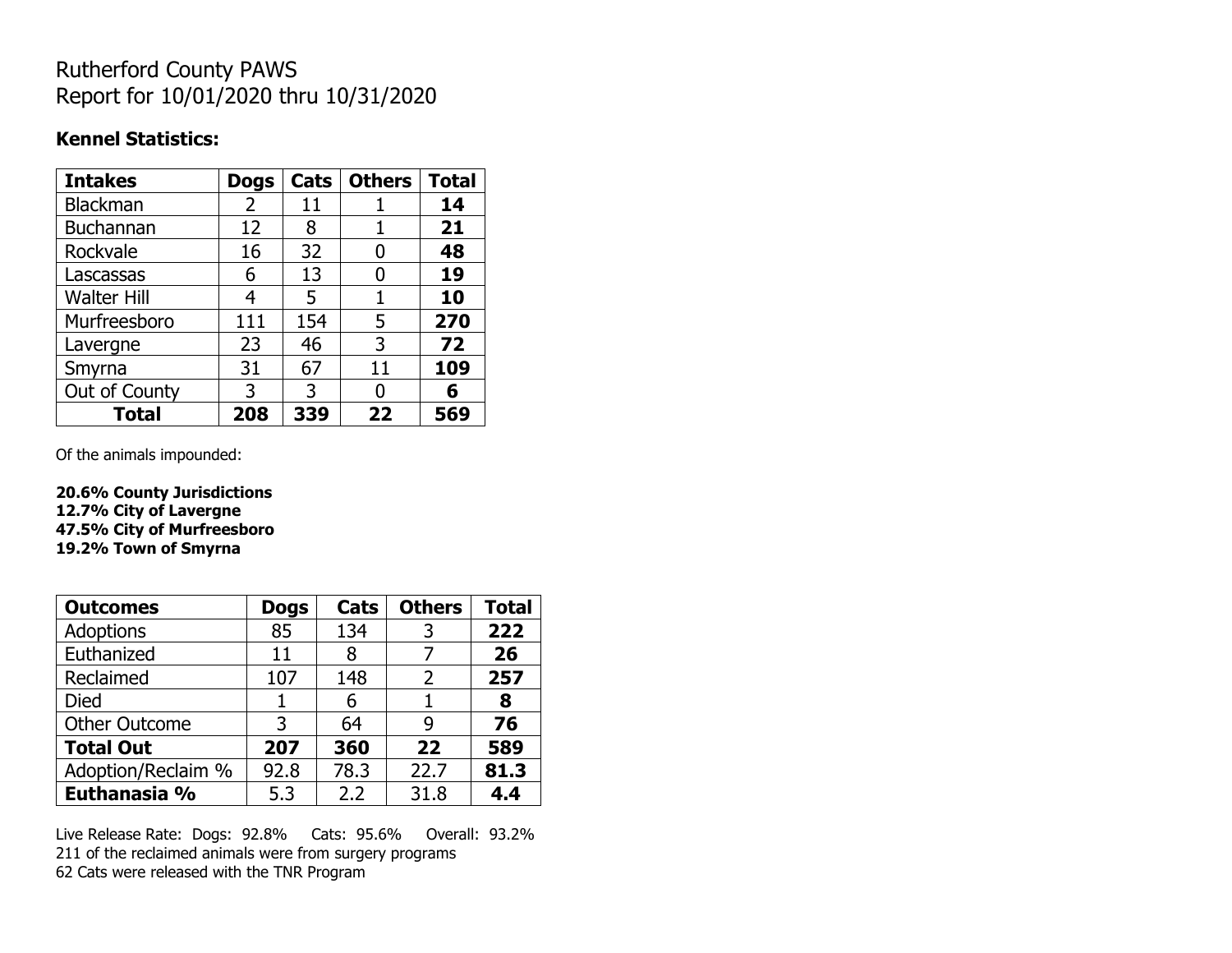# Rutherford County PAWS
# Report for 10/01/2020 thru 10/31/2020

**Kennel Statistics:**

| **Intakes** | **Dogs** | **Cats** | **Others** | **Total** |
|---|---|---|---|---|
| Blackman | 2 | 11 | 1 | **14** |
| Buchannan | 12 | 8 | 1 | **21** |
| Rockvale | 16 | 32 | 0 | **48** |
| Lascassas | 6 | 13 | 0 | **19** |
| Walter Hill | 4 | 5 | 1 | **10** |
| Murfreesboro | 111 | 154 | 5 | **270** |
| Lavergne | 23 | 46 | 3 | **72** |
| Smyrna | 31 | 67 | 11 | **109** |
| Out of County | 3 | 3 | 0 | **6** |
| **Total** | **208** | **339** | **22** | **569** |

Of the animals impounded:

**20.6% County Jurisdictions**
**12.7% City of Lavergne**
**47.5% City of Murfreesboro**
**19.2% Town of Smyrna**

| **Outcomes** | **Dogs** | **Cats** | **Others** | **Total** |
|---|---|---|---|---|
| Adoptions | 85 | 134 | 3 | **222** |
| Euthanized | 11 | 8 | 7 | **26** |
| Reclaimed | 107 | 148 | 2 | **257** |
| Died | 1 | 6 | 1 | **8** |
| Other Outcome | 3 | 64 | 9 | **76** |
| **Total Out** | **207** | **360** | **22** | **589** |
| Adoption/Reclaim % | 92.8 | 78.3 | 22.7 | **81.3** |
| **Euthanasia %** | 5.3 | 2.2 | 31.8 | **4.4** |

Live Release Rate: Dogs: 92.8% Cats: 95.6% Overall: 93.2%
211 of the reclaimed animals were from surgery programs
62 Cats were released with the TNR Program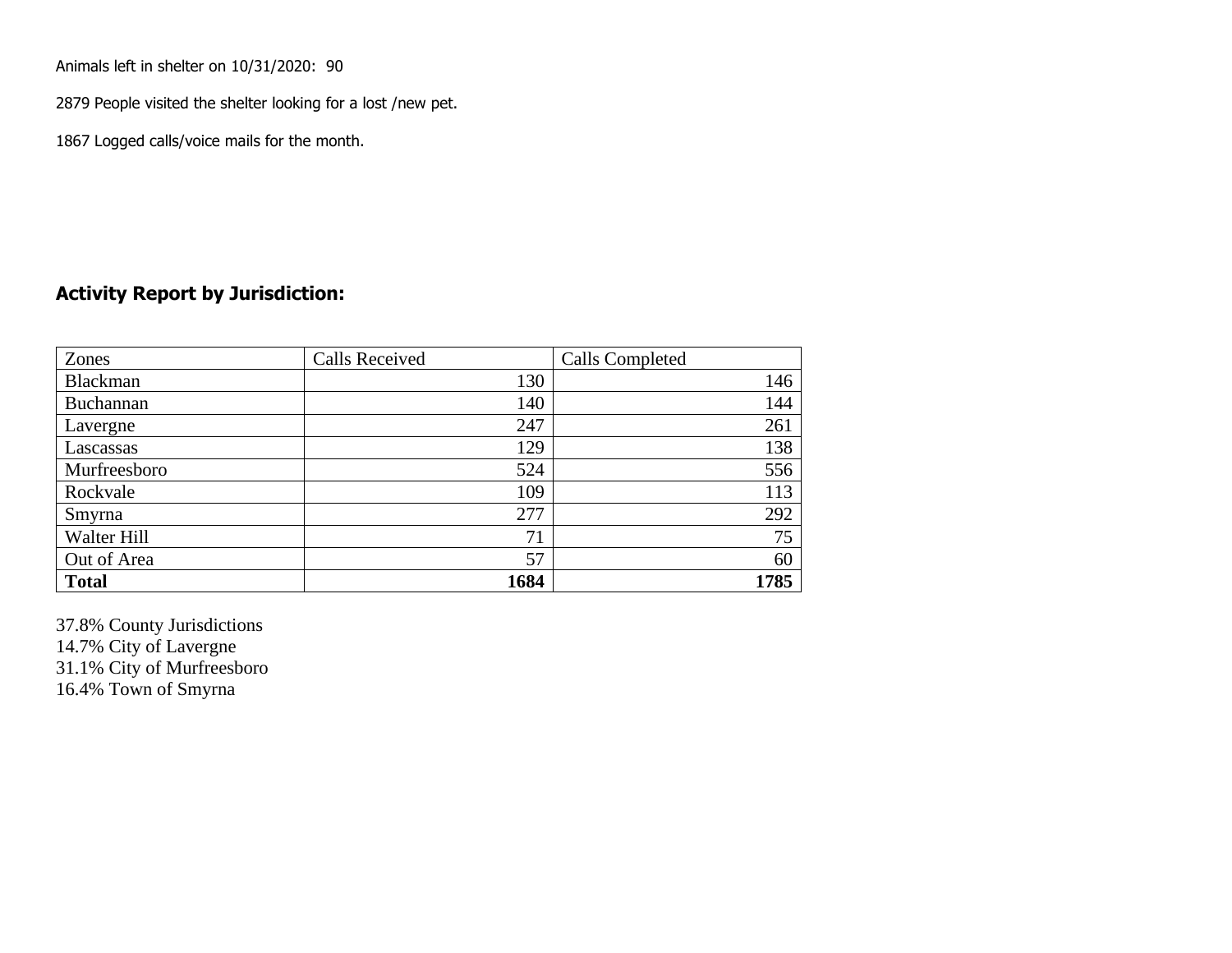Animals left in shelter on 10/31/2020: 90

2879 People visited the shelter looking for a lost /new pet.

1867 Logged calls/voice mails for the month.

## Activity Report by Jurisdiction:

| Zones | Calls Received | Calls Completed |
|---|---|---|
| Blackman | 130 | 146 |
| Buchannan | 140 | 144 |
| Lavergne | 247 | 261 |
| Lascassas | 129 | 138 |
| Murfreesboro | 524 | 556 |
| Rockvale | 109 | 113 |
| Smyrna | 277 | 292 |
| Walter Hill | 71 | 75 |
| Out of Area | 57 | 60 |
| **Total** | **1684** | **1785** |

37.8% County Jurisdictions
14.7% City of Lavergne
31.1% City of Murfreesboro
16.4% Town of Smyrna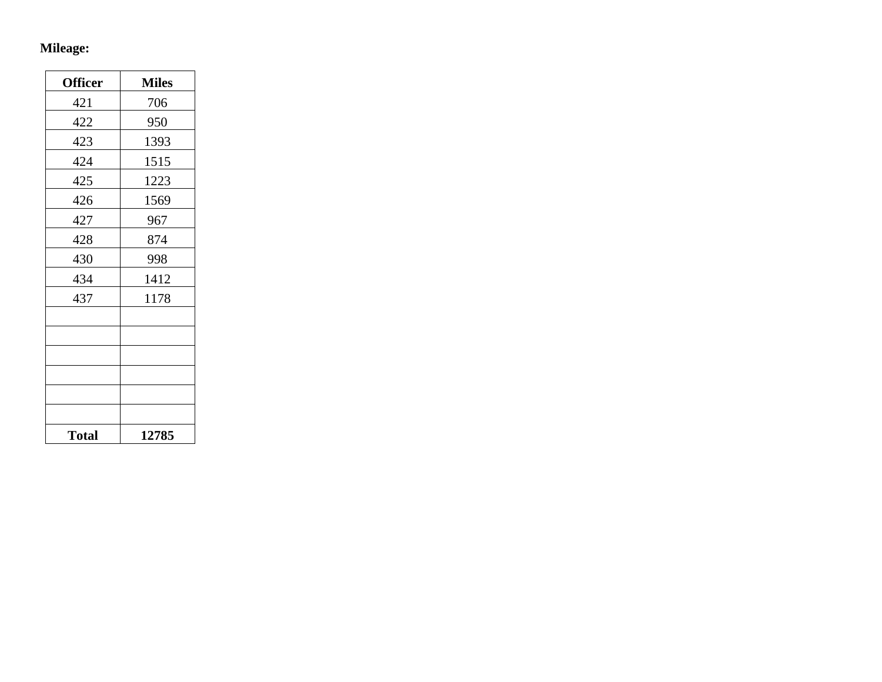**Mileage:**

| Officer | Miles |
|---|---|
| 421 | 706 |
| 422 | 950 |
| 423 | 1393 |
| 424 | 1515 |
| 425 | 1223 |
| 426 | 1569 |
| 427 | 967 |
| 428 | 874 |
| 430 | 998 |
| 434 | 1412 |
| 437 | 1178 |
| | |
| | |
| | |
| | |
| | |
| | |
| **Total** | **12785** |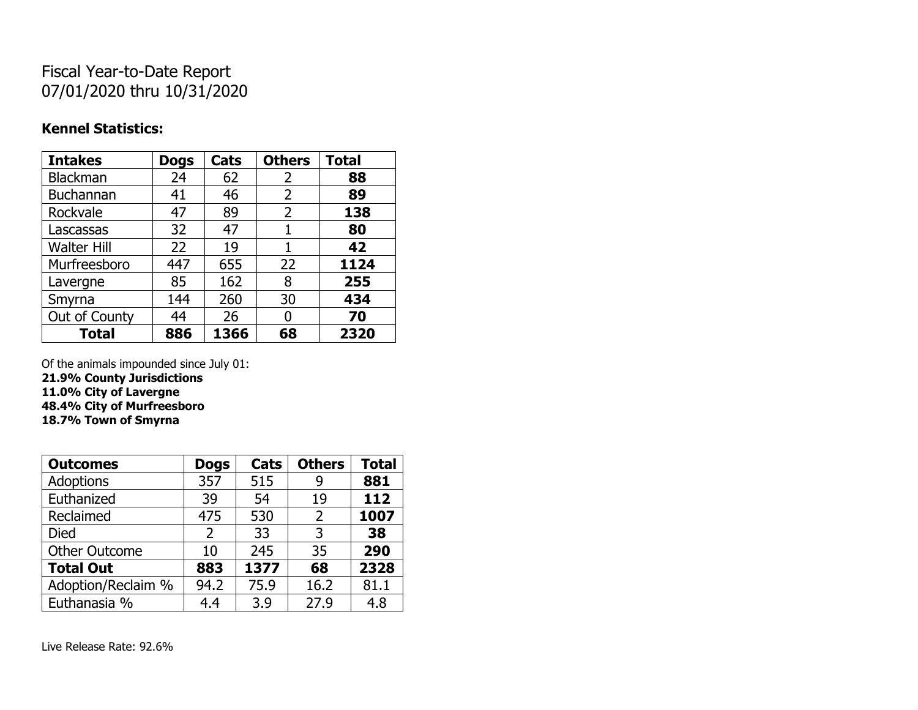Fiscal Year-to-Date Report
07/01/2020 thru 10/31/2020

**Kennel Statistics:**

| Intakes | Dogs | Cats | Others | Total |
|---|---|---|---|---|
| Blackman | 24 | 62 | 2 | **88** |
| Buchannan | 41 | 46 | 2 | **89** |
| Rockvale | 47 | 89 | 2 | **138** |
| Lascassas | 32 | 47 | 1 | **80** |
| Walter Hill | 22 | 19 | 1 | **42** |
| Murfreesboro | 447 | 655 | 22 | **1124** |
| Lavergne | 85 | 162 | 8 | **255** |
| Smyrna | 144 | 260 | 30 | **434** |
| Out of County | 44 | 26 | 0 | **70** |
| **Total** | **886** | **1366** | **68** | **2320** |

Of the animals impounded since July 01:
**21.9% County Jurisdictions**
**11.0% City of Lavergne**
**48.4% City of Murfreesboro**
**18.7% Town of Smyrna**

| Outcomes | Dogs | Cats | Others | Total |
|---|---|---|---|---|
| Adoptions | 357 | 515 | 9 | **881** |
| Euthanized | 39 | 54 | 19 | **112** |
| Reclaimed | 475 | 530 | 2 | **1007** |
| Died | 2 | 33 | 3 | **38** |
| Other Outcome | 10 | 245 | 35 | **290** |
| **Total Out** | **883** | **1377** | **68** | **2328** |
| Adoption/Reclaim % | 94.2 | 75.9 | 16.2 | 81.1 |
| Euthanasia % | 4.4 | 3.9 | 27.9 | 4.8 |

Live Release Rate: 92.6%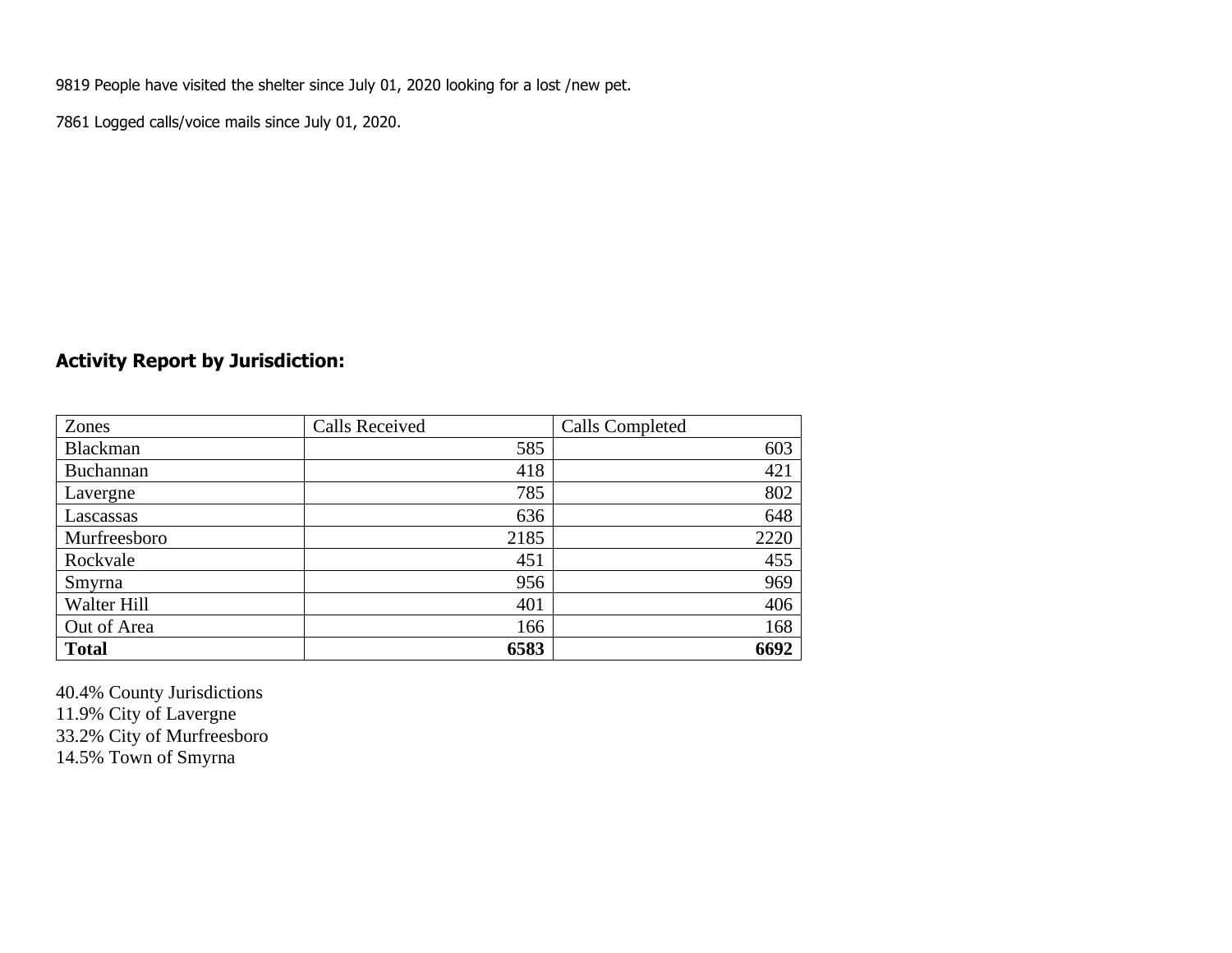9819 People have visited the shelter since July 01, 2020 looking for a lost /new pet.

7861 Logged calls/voice mails since July 01, 2020.

## Activity Report by Jurisdiction:

| Zones | Calls Received | Calls Completed |
| --- | --- | --- |
| Blackman | 585 | 603 |
| Buchannan | 418 | 421 |
| Lavergne | 785 | 802 |
| Lascassas | 636 | 648 |
| Murfreesboro | 2185 | 2220 |
| Rockvale | 451 | 455 |
| Smyrna | 956 | 969 |
| Walter Hill | 401 | 406 |
| Out of Area | 166 | 168 |
| **Total** | **6583** | **6692** |

40.4% County Jurisdictions
11.9% City of Lavergne
33.2% City of Murfreesboro
14.5% Town of Smyrna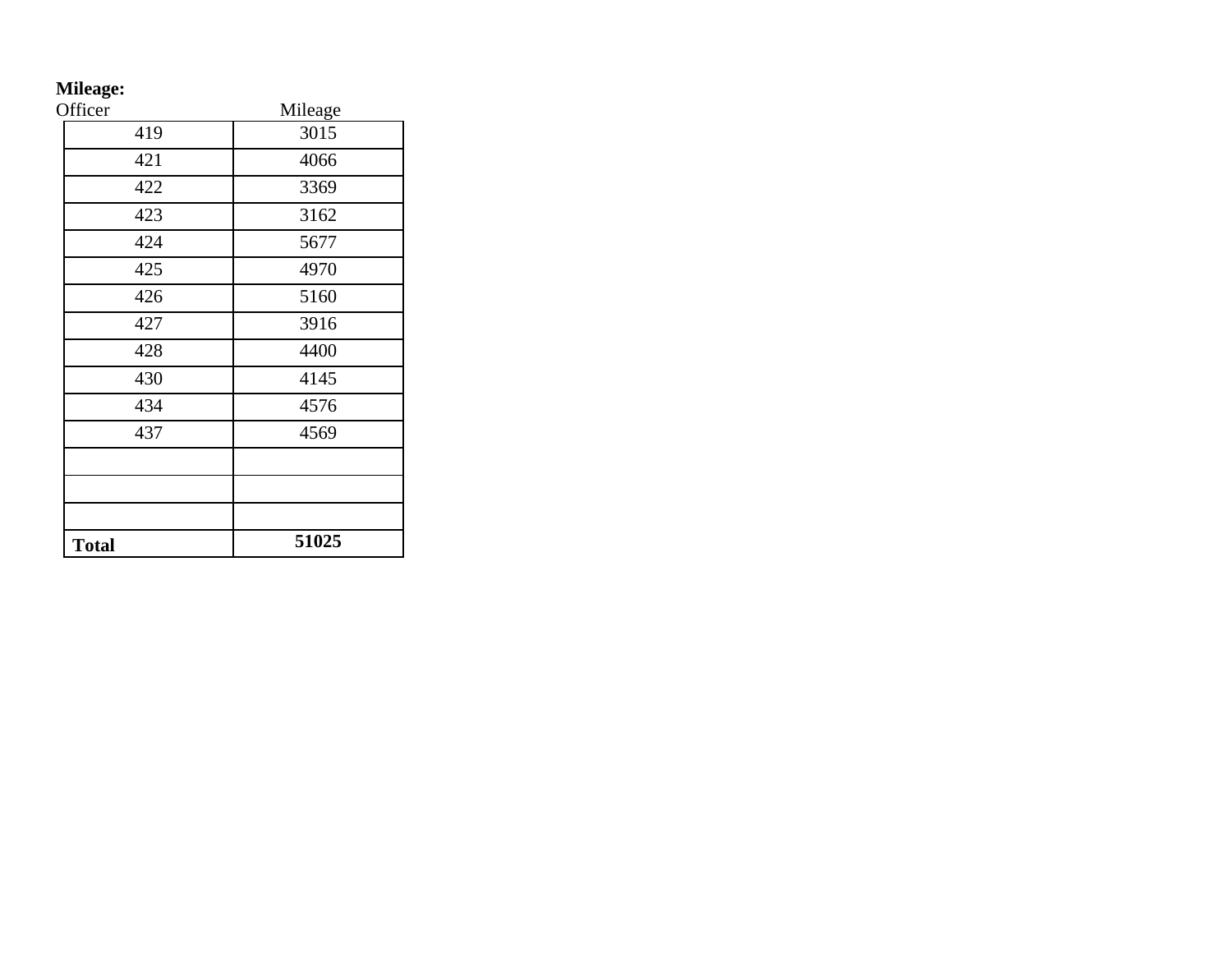**Mileage:**

| Officer | Mileage |
|---|---|
| 419 | 3015 |
| 421 | 4066 |
| 422 | 3369 |
| 423 | 3162 |
| 424 | 5677 |
| 425 | 4970 |
| 426 | 5160 |
| 427 | 3916 |
| 428 | 4400 |
| 430 | 4145 |
| 434 | 4576 |
| 437 | 4569 |
| | |
| | |
| | |
| **Total** | **51025** |